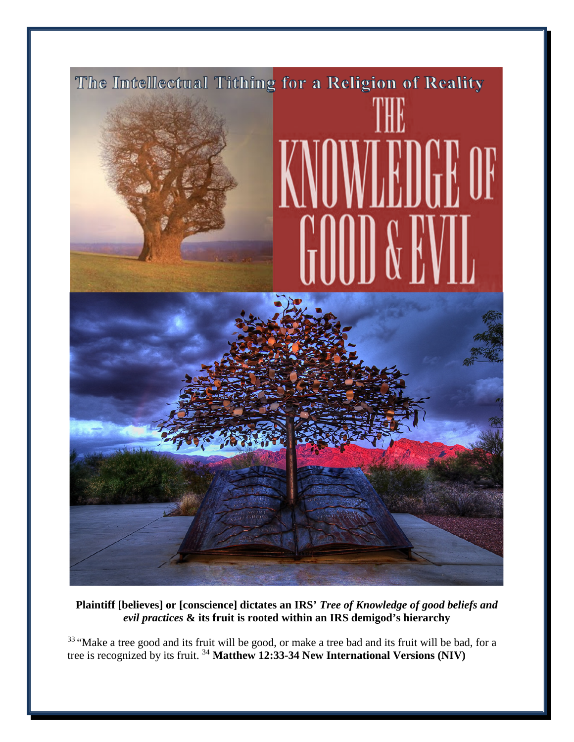The Intellectual Tithing for a Religion of Reality

# THE KNOWLEDGE OF GOOD & EVIL

**Plaintiff [believes] or [conscience] dictates an IRS' *Tree of Knowledge of good beliefs and evil practices* & its fruit is rooted within an IRS demigod's hierarchy**

[33] "Make a tree good and its fruit will be good, or make a tree bad and its fruit will be bad, for a tree is recognized by its fruit. [34] **Matthew 12:33-34 New International Versions (NIV)**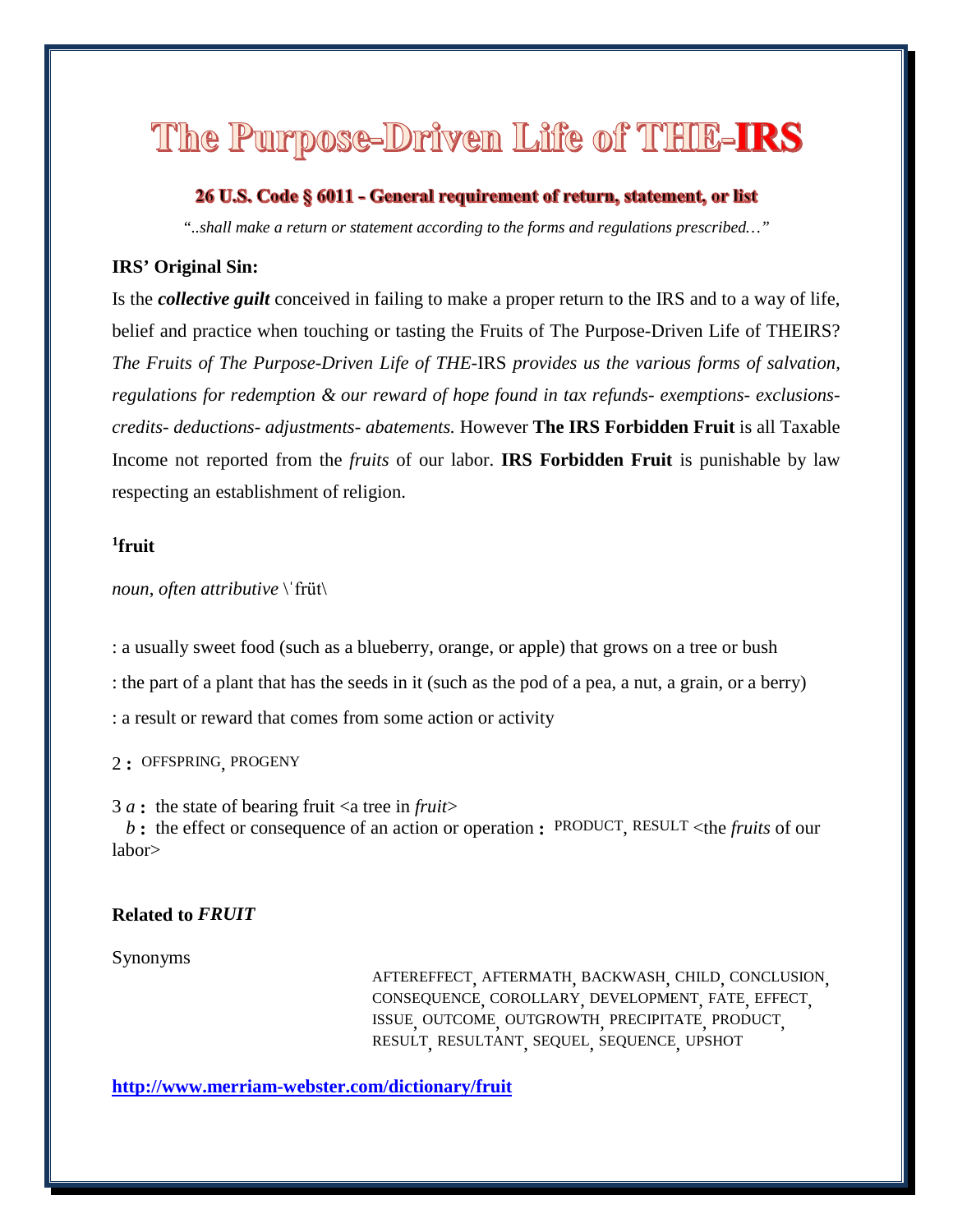# The Purpose-Driven Life of THE-**IRS**

### 26 U.S. Code § 6011 - General requirement of return, statement, or list

*"..shall make a return or statement according to the forms and regulations prescribed…"*

**IRS' Original Sin:**

Is the ***collective guilt*** conceived in failing to make a proper return to the IRS and to a way of life, belief and practice when touching or tasting the Fruits of The Purpose-Driven Life of THEIRS? *The Fruits of The Purpose-Driven Life of THE-*IRS *provides us the various forms of salvation, regulations for redemption & our reward of hope found in tax refunds- exemptions- exclusions- credits- deductions- adjustments- abatements.* However **The IRS Forbidden Fruit** is all Taxable Income not reported from the *fruits* of our labor. **IRS Forbidden Fruit** is punishable by law respecting an establishment of religion.

**[1]fruit**

*noun*, *often attributive* \ˈfrüt\

: a usually sweet food (such as a blueberry, orange, or apple) that grows on a tree or bush

: the part of a plant that has the seeds in it (such as the pod of a pea, a nut, a grain, or a berry)

: a result or reward that comes from some action or activity

2 **:** OFFSPRING, PROGENY

3 *a* **:** the state of bearing fruit <a tree in *fruit*>
  *b* **:** the effect or consequence of an action or operation **:** PRODUCT, RESULT <the *fruits* of our labor>

**Related to *FRUIT***

Synonyms

AFTEREFFECT, AFTERMATH, BACKWASH, CHILD, CONCLUSION, CONSEQUENCE, COROLLARY, DEVELOPMENT, FATE, EFFECT, ISSUE, OUTCOME, OUTGROWTH, PRECIPITATE, PRODUCT, RESULT, RESULTANT, SEQUEL, SEQUENCE, UPSHOT

**http://www.merriam-webster.com/dictionary/fruit**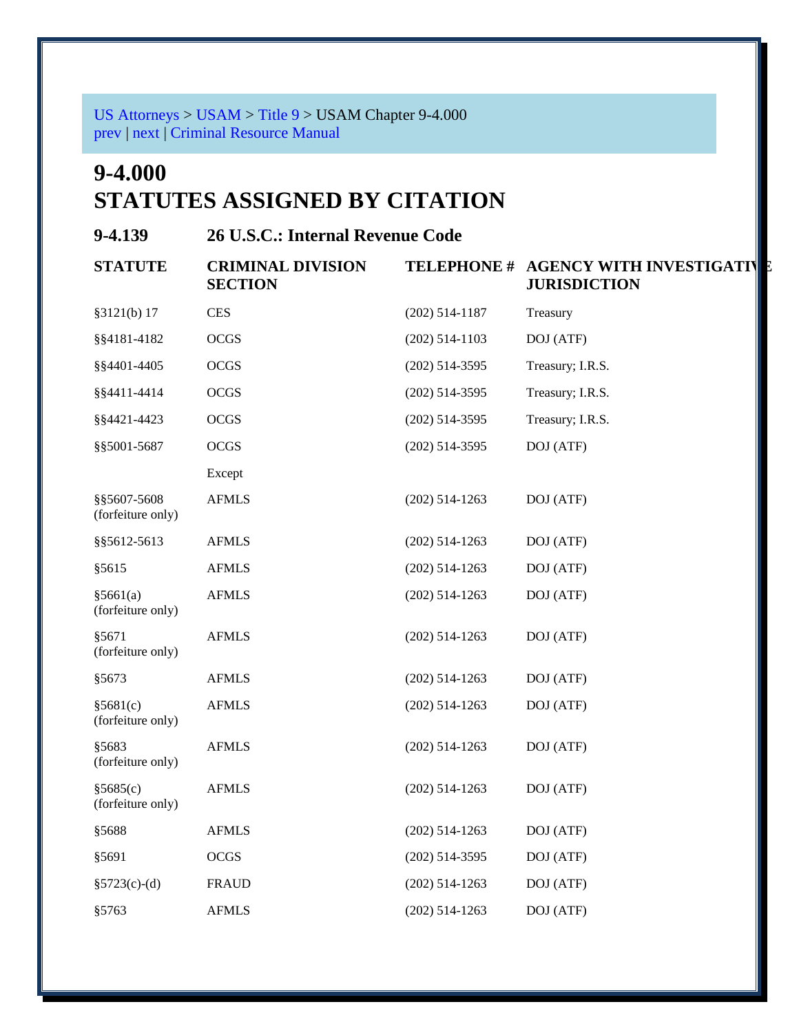US Attorneys > USAM > Title 9 > USAM Chapter 9-4.000
prev | next | Criminal Resource Manual

# 9-4.000
# STATUTES ASSIGNED BY CITATION

## 9-4.139 26 U.S.C.: Internal Revenue Code

| STATUTE | CRIMINAL DIVISION SECTION | TELEPHONE # | AGENCY WITH INVESTIGATIVE JURISDICTION |
|---|---|---|---|
| §3121(b) 17 | CES | (202) 514-1187 | Treasury |
| §§4181-4182 | OCGS | (202) 514-1103 | DOJ (ATF) |
| §§4401-4405 | OCGS | (202) 514-3595 | Treasury; I.R.S. |
| §§4411-4414 | OCGS | (202) 514-3595 | Treasury; I.R.S. |
| §§4421-4423 | OCGS | (202) 514-3595 | Treasury; I.R.S. |
| §§5001-5687 | OCGS | (202) 514-3595 | DOJ (ATF) |
| | Except | | |
| §§5607-5608 (forfeiture only) | AFMLS | (202) 514-1263 | DOJ (ATF) |
| §§5612-5613 | AFMLS | (202) 514-1263 | DOJ (ATF) |
| §5615 | AFMLS | (202) 514-1263 | DOJ (ATF) |
| §5661(a) (forfeiture only) | AFMLS | (202) 514-1263 | DOJ (ATF) |
| §5671 (forfeiture only) | AFMLS | (202) 514-1263 | DOJ (ATF) |
| §5673 | AFMLS | (202) 514-1263 | DOJ (ATF) |
| §5681(c) (forfeiture only) | AFMLS | (202) 514-1263 | DOJ (ATF) |
| §5683 (forfeiture only) | AFMLS | (202) 514-1263 | DOJ (ATF) |
| §5685(c) (forfeiture only) | AFMLS | (202) 514-1263 | DOJ (ATF) |
| §5688 | AFMLS | (202) 514-1263 | DOJ (ATF) |
| §5691 | OCGS | (202) 514-3595 | DOJ (ATF) |
| §5723(c)-(d) | FRAUD | (202) 514-1263 | DOJ (ATF) |
| §5763 | AFMLS | (202) 514-1263 | DOJ (ATF) |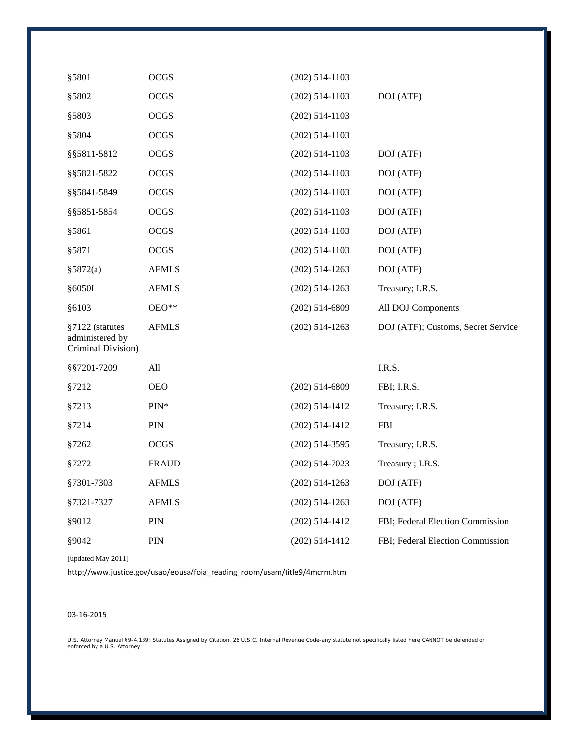| | | | |
|---|---|---|---|
| §5801 | OCGS | (202) 514-1103 | |
| §5802 | OCGS | (202) 514-1103 | DOJ (ATF) |
| §5803 | OCGS | (202) 514-1103 | |
| §5804 | OCGS | (202) 514-1103 | |
| §§5811-5812 | OCGS | (202) 514-1103 | DOJ (ATF) |
| §§5821-5822 | OCGS | (202) 514-1103 | DOJ (ATF) |
| §§5841-5849 | OCGS | (202) 514-1103 | DOJ (ATF) |
| §§5851-5854 | OCGS | (202) 514-1103 | DOJ (ATF) |
| §5861 | OCGS | (202) 514-1103 | DOJ (ATF) |
| §5871 | OCGS | (202) 514-1103 | DOJ (ATF) |
| §5872(a) | AFMLS | (202) 514-1263 | DOJ (ATF) |
| §6050I | AFMLS | (202) 514-1263 | Treasury; I.R.S. |
| §6103 | OEO** | (202) 514-6809 | All DOJ Components |
| §7122 (statutes administered by Criminal Division) | AFMLS | (202) 514-1263 | DOJ (ATF); Customs, Secret Service |
| §§7201-7209 | All | | I.R.S. |
| §7212 | OEO | (202) 514-6809 | FBI; I.R.S. |
| §7213 | PIN* | (202) 514-1412 | Treasury; I.R.S. |
| §7214 | PIN | (202) 514-1412 | FBI |
| §7262 | OCGS | (202) 514-3595 | Treasury; I.R.S. |
| §7272 | FRAUD | (202) 514-7023 | Treasury ; I.R.S. |
| §7301-7303 | AFMLS | (202) 514-1263 | DOJ (ATF) |
| §7321-7327 | AFMLS | (202) 514-1263 | DOJ (ATF) |
| §9012 | PIN | (202) 514-1412 | FBI; Federal Election Commission |
| §9042 | PIN | (202) 514-1412 | FBI; Federal Election Commission |

[updated May 2011]

http://www.justice.gov/usao/eousa/foia_reading_room/usam/title9/4mcrm.htm

03-16-2015

U.S. Attorney Manual §9-4.139: Statutes Assigned by Citation, 26 U.S.C. Internal Revenue Code-any statute not specifically listed here CANNOT be defended or enforced by a U.S. Attorney!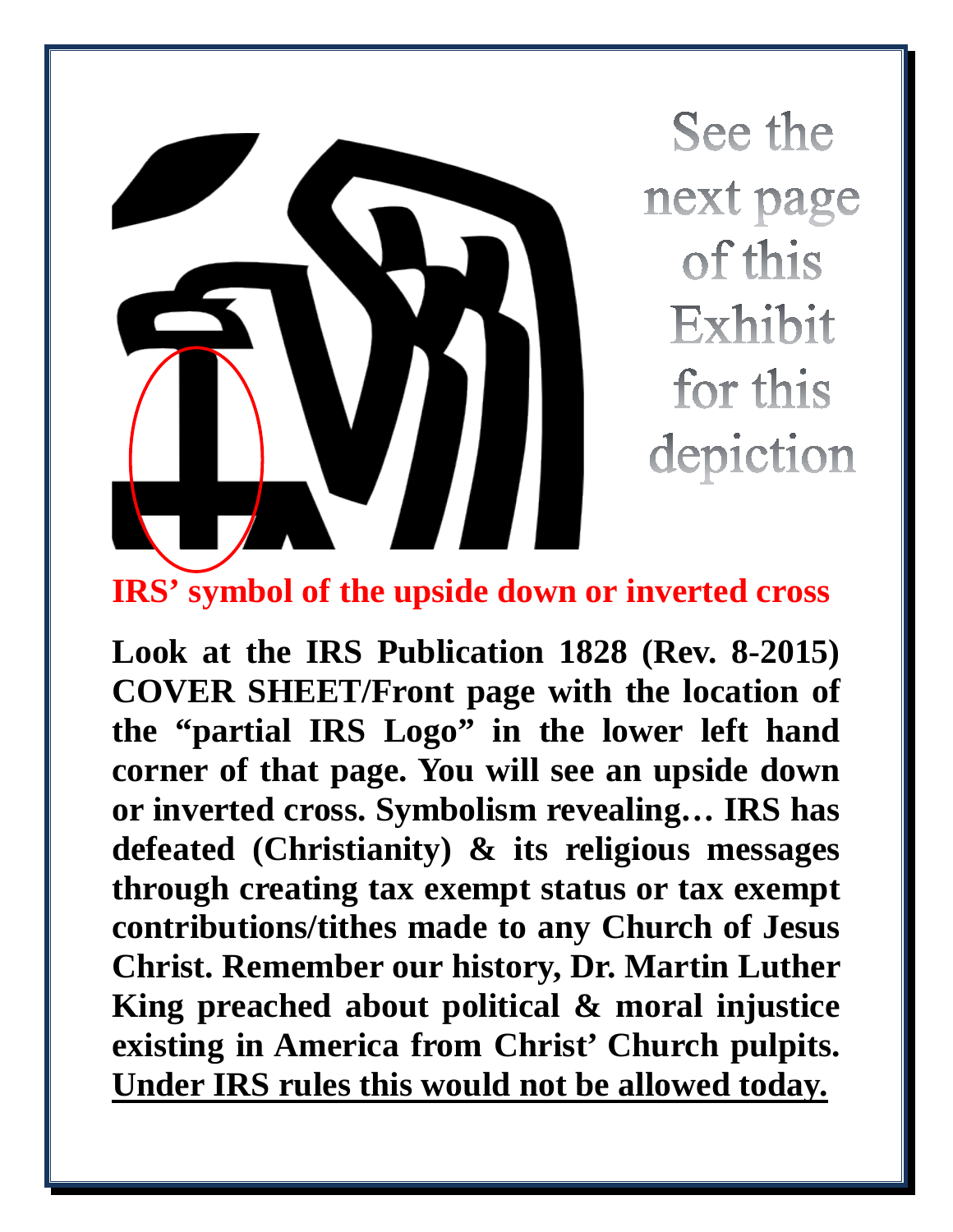See the next page of this Exhibit for this depiction

**IRS' symbol of the upside down or inverted cross**

**Look at the IRS Publication 1828 (Rev. 8-2015) COVER SHEET/Front page with the location of the "partial IRS Logo" in the lower left hand corner of that page. You will see an upside down or inverted cross. Symbolism revealing… IRS has defeated (Christianity) & its religious messages through creating tax exempt status or tax exempt contributions/tithes made to any Church of Jesus Christ. Remember our history, Dr. Martin Luther King preached about political & moral injustice existing in America from Christ' Church pulpits. <u>Under IRS rules this would not be allowed today.</u>**